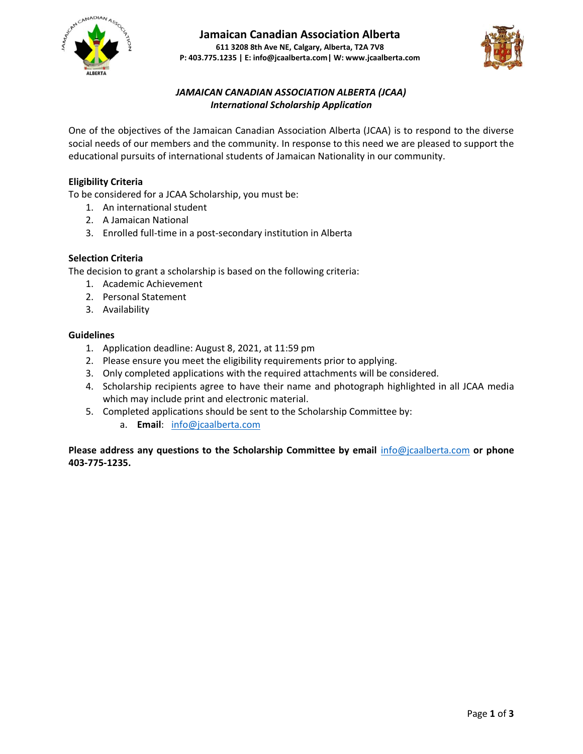# Jamaican Canadian Association Alberta

**611 3208 8th Ave NE, Calgary, Alberta, T2A 7V8**
**P: 403.775.1235 | E: info@jcaalberta.com| W: www.jcaalberta.com**

## *JAMAICAN CANADIAN ASSOCIATION ALBERTA (JCAA)*
## *International Scholarship Application*

One of the objectives of the Jamaican Canadian Association Alberta (JCAA) is to respond to the diverse social needs of our members and the community. In response to this need we are pleased to support the educational pursuits of international students of Jamaican Nationality in our community.

### Eligibility Criteria

To be considered for a JCAA Scholarship, you must be:

1. An international student
2. A Jamaican National
3. Enrolled full-time in a post-secondary institution in Alberta

### Selection Criteria

The decision to grant a scholarship is based on the following criteria:

1. Academic Achievement
2. Personal Statement
3. Availability

### Guidelines

1. Application deadline: August 8, 2021, at 11:59 pm
2. Please ensure you meet the eligibility requirements prior to applying.
3. Only completed applications with the required attachments will be considered.
4. Scholarship recipients agree to have their name and photograph highlighted in all JCAA media which may include print and electronic material.
5. Completed applications should be sent to the Scholarship Committee by:
    a. **Email**: info@jcaalberta.com

**Please address any questions to the Scholarship Committee by email** info@jcaalberta.com **or phone 403-775-1235.**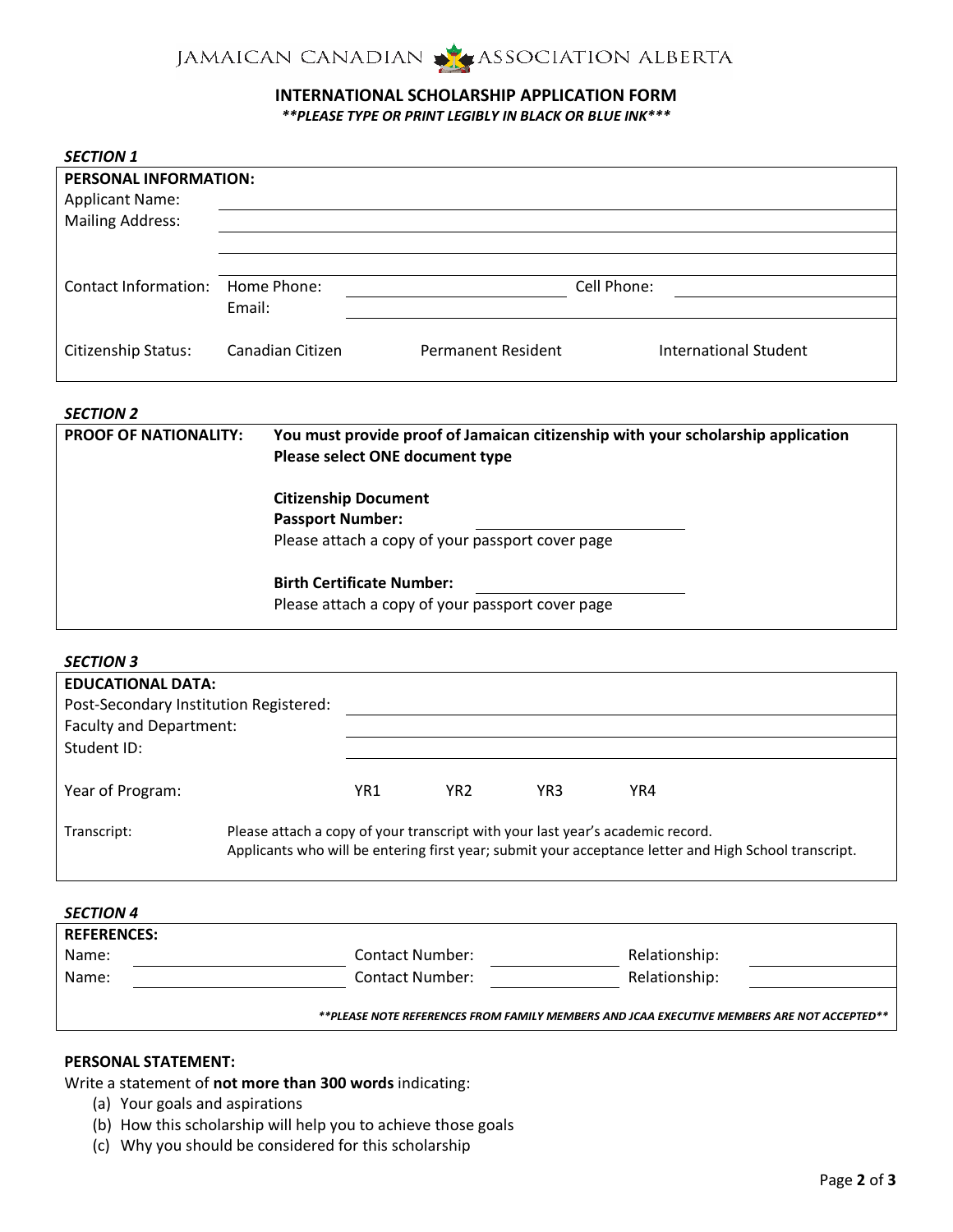JAMAICAN CANADIAN ASSOCIATION ALBERTA

# INTERNATIONAL SCHOLARSHIP APPLICATION FORM

***PLEASE TYPE OR PRINT LEGIBLY IN BLACK OR BLUE INK****

***SECTION 1***

| **PERSONAL INFORMATION:** | | | | |
|---|---|---|---|---|
| Applicant Name: | | | | |
| Mailing Address: | | | | |
| | | | | |
| | | | | |
| Contact Information: | Home Phone: | | Cell Phone: | |
| | Email: | | | |
| Citizenship Status: | Canadian Citizen | Permanent Resident | International Student | |

***SECTION 2***

**PROOF OF NATIONALITY:**

**You must provide proof of Jamaican citizenship with your scholarship application**
**Please select ONE document type**

**Citizenship Document**
**Passport Number:** ______________
Please attach a copy of your passport cover page

**Birth Certificate Number:** ______________
Please attach a copy of your passport cover page

***SECTION 3***

| **EDUCATIONAL DATA:** | | | | |
|---|---|---|---|---|
| Post-Secondary Institution Registered: | | | | |
| Faculty and Department: | | | | |
| Student ID: | | | | |
| Year of Program: | YR1 | YR2 | YR3 | YR4 |

Transcript: Please attach a copy of your transcript with your last year's academic record.
Applicants who will be entering first year; submit your acceptance letter and High School transcript.

***SECTION 4***

| **REFERENCES:** | | | | | |
|---|---|---|---|---|---|
| Name: | | Contact Number: | | Relationship: | |
| Name: | | Contact Number: | | Relationship: | |

***PLEASE NOTE REFERENCES FROM FAMILY MEMBERS AND JCAA EXECUTIVE MEMBERS ARE NOT ACCEPTED****

**PERSONAL STATEMENT:**

Write a statement of **not more than 300 words** indicating:

(a) Your goals and aspirations
(b) How this scholarship will help you to achieve those goals
(c) Why you should be considered for this scholarship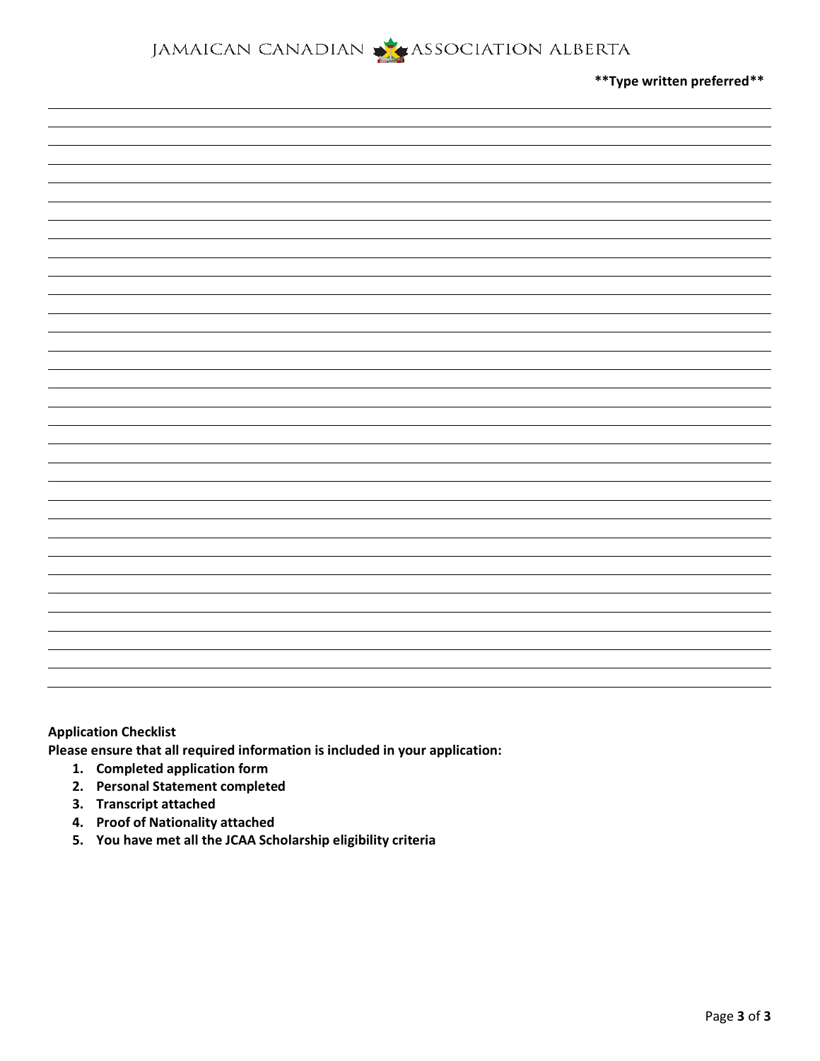**Type written preferred**

**Application Checklist**

**Please ensure that all required information is included in your application:**

1. **Completed application form**
2. **Personal Statement completed**
3. **Transcript attached**
4. **Proof of Nationality attached**
5. **You have met all the JCAA Scholarship eligibility criteria**